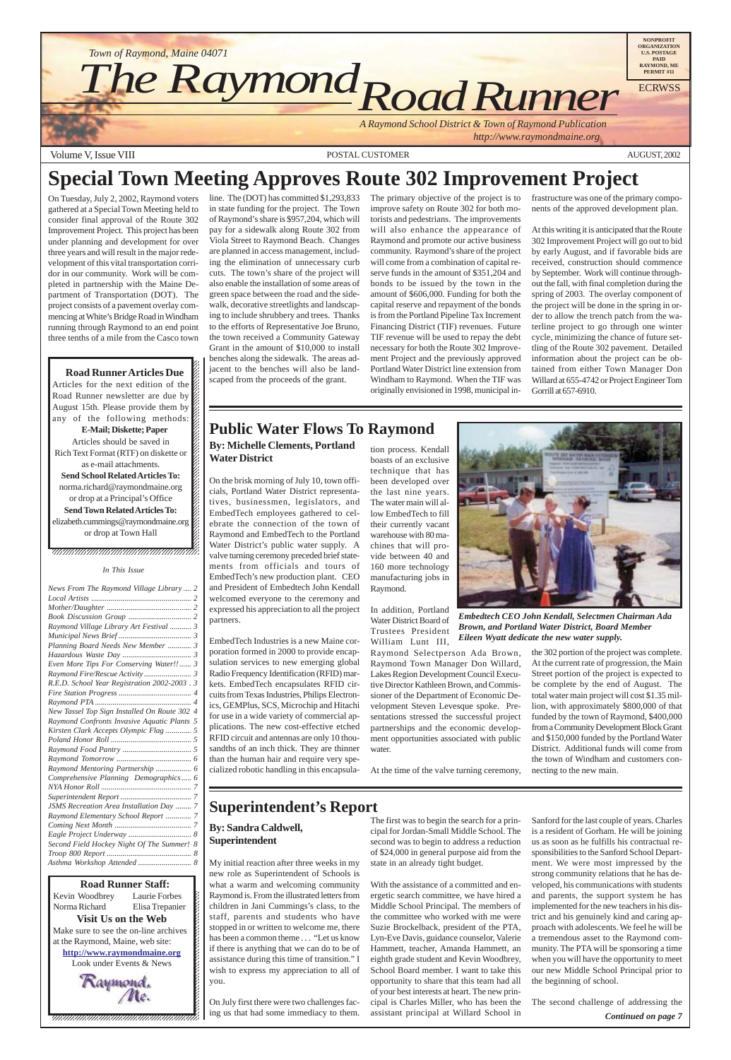Town of Raymond, Maine 04071

# The Raymond Road Runner

*A Raymond School District & Town of Raymond Publication*
*http://www.raymondmaine.org*

NONPROFIT ORGANIZATION U.S. POSTAGE PAID RAYMOND, ME PERMIT #11

ECRWSS

Volume V, Issue VIII — POSTAL CUSTOMER — AUGUST, 2002

# Special Town Meeting Approves Route 302 Improvement Project

On Tuesday, July 2, 2002, Raymond voters gathered at a Special Town Meeting held to consider final approval of the Route 302 Improvement Project. This project has been under planning and development for over three years and will result in the major redevelopment of this vital transportation corridor in our community. Work will be completed in partnership with the Maine Department of Transportation (DOT). The project consists of a pavement overlay commencing at White's Bridge Road in Windham running through Raymond to an end point three tenths of a mile from the Casco town line. The (DOT) has committed $1,293,833 in state funding for the project. The Town of Raymond's share is $957,204, which will pay for a sidewalk along Route 302 from Viola Street to Raymond Beach. Changes are planned in access management, including the elimination of unnecessary curb cuts. The town's share of the project will also enable the installation of some areas of green space between the road and the sidewalk, decorative streetlights and landscaping to include shrubbery and trees. Thanks to the efforts of Representative Joe Bruno, the town received a Community Gateway Grant in the amount of $10,000 to install benches along the sidewalk. The areas adjacent to the benches will also be landscaped from the proceeds of the grant.

The primary objective of the project is to improve safety on Route 302 for both motorists and pedestrians. The improvements will also enhance the appearance of Raymond and promote our active business community. Raymond's share of the project will come from a combination of capital reserve funds in the amount of $351,204 and bonds to be issued by the town in the amount of $606,000. Funding for both the capital reserve and repayment of the bonds is from the Portland Pipeline Tax Increment Financing District (TIF) revenues. Future TIF revenue will be used to repay the debt necessary for both the Route 302 Improvement Project and the previously approved Portland Water District line extension from Windham to Raymond. When the TIF was originally envisioned in 1998, municipal infrastructure was one of the primary components of the approved development plan.

At this writing it is anticipated that the Route 302 Improvement Project will go out to bid by early August, and if favorable bids are received, construction should commence by September. Work will continue throughout the fall, with final completion during the spring of 2003. The overlay component of the project will be done in the spring in order to allow the trench patch from the waterline project to go through one winter cycle, minimizing the chance of future settling of the Route 302 pavement. Detailed information about the project can be obtained from either Town Manager Don Willard at 655-4742 or Project Engineer Tom Gorrill at 657-6910.

### Road Runner Articles Due

Articles for the next edition of the Road Runner newsletter are due by August 15th. Please provide them by any of the following methods:

**E-Mail; Diskette; Paper**

Articles should be saved in Rich Text Format (RTF) on diskette or as e-mail attachments.

**Send School Related Articles To:**
norma.richard@raymondmaine.org
or drop at a Principal's Office

**Send Town Related Articles To:**
elizabeth.cummings@raymondmaine.org
or drop at Town Hall

*In This Issue*

| | |
|---|---|
| *News From The Raymond Village Library* | *2* |
| *Local Artists* | *2* |
| *Mother/Daughter* | *2* |
| *Book Discussion Group* | *2* |
| *Raymond Village Library Art Festival* | *3* |
| *Municipal News Brief* | *3* |
| *Planning Board Needs New Member* | *3* |
| *Hazardous Waste Day* | *3* |
| *Even More Tips For Conserving Water!!* | *3* |
| *Raymond Fire/Rescue Activity* | *3* |
| *R.E.D. School Year Registration 2002-2003* | *3* |
| *Fire Station Progress* | *4* |
| *Raymond PTA* | *4* |
| *New Tassel Top Sign Installed On Route 302* | *4* |
| *Raymond Confronts Invasive Aquatic Plants* | *5* |
| *Kirsten Clark Accepts Olympic Flag* | *5* |
| *Poland Honor Roll* | *5* |
| *Raymond Food Pantry* | *5* |
| *Raymond Tomorrow* | *6* |
| *Raymond Mentoring Partnership* | *6* |
| *Comprehensive Planning Demographics* | *6* |
| *NYA Honor Roll* | *7* |
| *Superintendent Report* | *7* |
| *JSMS Recreation Area Installation Day* | *7* |
| *Raymond Elementary School Report* | *7* |
| *Coming Next Month* | *7* |
| *Eagle Project Underway* | *8* |
| *Second Field Hockey Night Of The Summer!* | *8* |
| *Troop 800 Report* | *8* |
| *Asthma Workshop Attended* | *8* |

### Road Runner Staff:

Kevin Woodbrey — Laurie Forbes
Norma Richard — Elisa Trepanier

**Visit Us on the Web**

Make sure to see the on-line archives at the Raymond, Maine, web site:

**http://www.raymondmaine.org**

Look under Events & News

## Public Water Flows To Raymond

**By: Michelle Clements, Portland Water District**

On the brisk morning of July 10, town officials, Portland Water District representatives, businessmen, legislators, and EmbedTech employees gathered to celebrate the connection of the town of Raymond and EmbedTech to the Portland Water District's public water supply. A valve turning ceremony preceded brief statements from officials and tours of EmbedTech's new production plant. CEO and President of Embedtech John Kendall welcomed everyone to the ceremony and expressed his appreciation to all the project partners.

EmbedTech Industries is a new Maine corporation formed in 2000 to provide encapsulation services to new emerging global Radio Frequency Identification (RFID) markets. EmbedTech encapsulates RFID circuits from Texas Industries, Philips Electronics, GEMPlus, SCS, Microchip and Hitachi for use in a wide variety of commercial applications. The new cost-effective etched RFID circuit and antennas are only 10 thousandths of an inch thick. They are thinner than the human hair and require very specialized robotic handling in this encapsulation process. Kendall boasts of an exclusive technique that has been developed over the last nine years. The water main will allow EmbedTech to fill their currently vacant warehouse with 80 machines that will provide between 40 and 160 more technology manufacturing jobs in Raymond.

In addition, Portland Water District Board of Trustees President William Lunt III, Raymond Selectperson Ada Brown, Raymond Town Manager Don Willard, Lakes Region Development Council Executive Director Kathleen Brown, and Commissioner of the Department of Economic Development Steven Levesque spoke. Presentations stressed the successful project partnerships and the economic development opportunities associated with public water.

*Embedtech CEO John Kendall, Selectmen Chairman Ada Brown, and Portland Water District, Board Member Eileen Wyatt dedicate the new water supply.*

At the time of the valve turning ceremony, the 302 portion of the project was complete. At the current rate of progression, the Main Street portion of the project is expected to be complete by the end of August. The total water main project will cost $1.35 million, with approximately $800,000 of that funded by the town of Raymond, $400,000 from a Community Development Block Grant and $150,000 funded by the Portland Water District. Additional funds will come from the town of Windham and customers connecting to the new main.

## Superintendent's Report

**By: Sandra Caldwell, Superintendent**

My initial reaction after three weeks in my new role as Superintendent of Schools is what a warm and welcoming community Raymond is. From the illustrated letters from children in Jani Cummings's class, to the staff, parents and students who have stopped in or written to welcome me, there has been a common theme . . . "Let us know if there is anything that we can do to be of assistance during this time of transition." I wish to express my appreciation to all of you.

On July first there were two challenges facing us that had some immediacy to them. The first was to begin the search for a principal for Jordan-Small Middle School. The second was to begin to address a reduction of $24,000 in general purpose aid from the state in an already tight budget.

With the assistance of a committed and energetic search committee, we have hired a Middle School Principal. The members of the committee who worked with me were Suzie Brockelback, president of the PTA, Lyn-Eve Davis, guidance counselor, Valerie Hammett, teacher, Amanda Hammett, an eighth grade student and Kevin Woodbrey, School Board member. I want to take this opportunity to share that this team had all of your best interests at heart. The new principal is Charles Miller, who has been the assistant principal at Willard School in Sanford for the last couple of years. Charles is a resident of Gorham. He will be joining us as soon as he fulfills his contractual responsibilities to the Sanford School Department. We were most impressed by the strong community relations that he has developed, his communications with students and parents, the support system he has implemented for the new teachers in his district and his genuinely kind and caring approach with adolescents. We feel he will be a tremendous asset to the Raymond community. The PTA will be sponsoring a time when you will have the opportunity to meet our new Middle School Principal prior to the beginning of school.

The second challenge of addressing the

***Continued on page 7***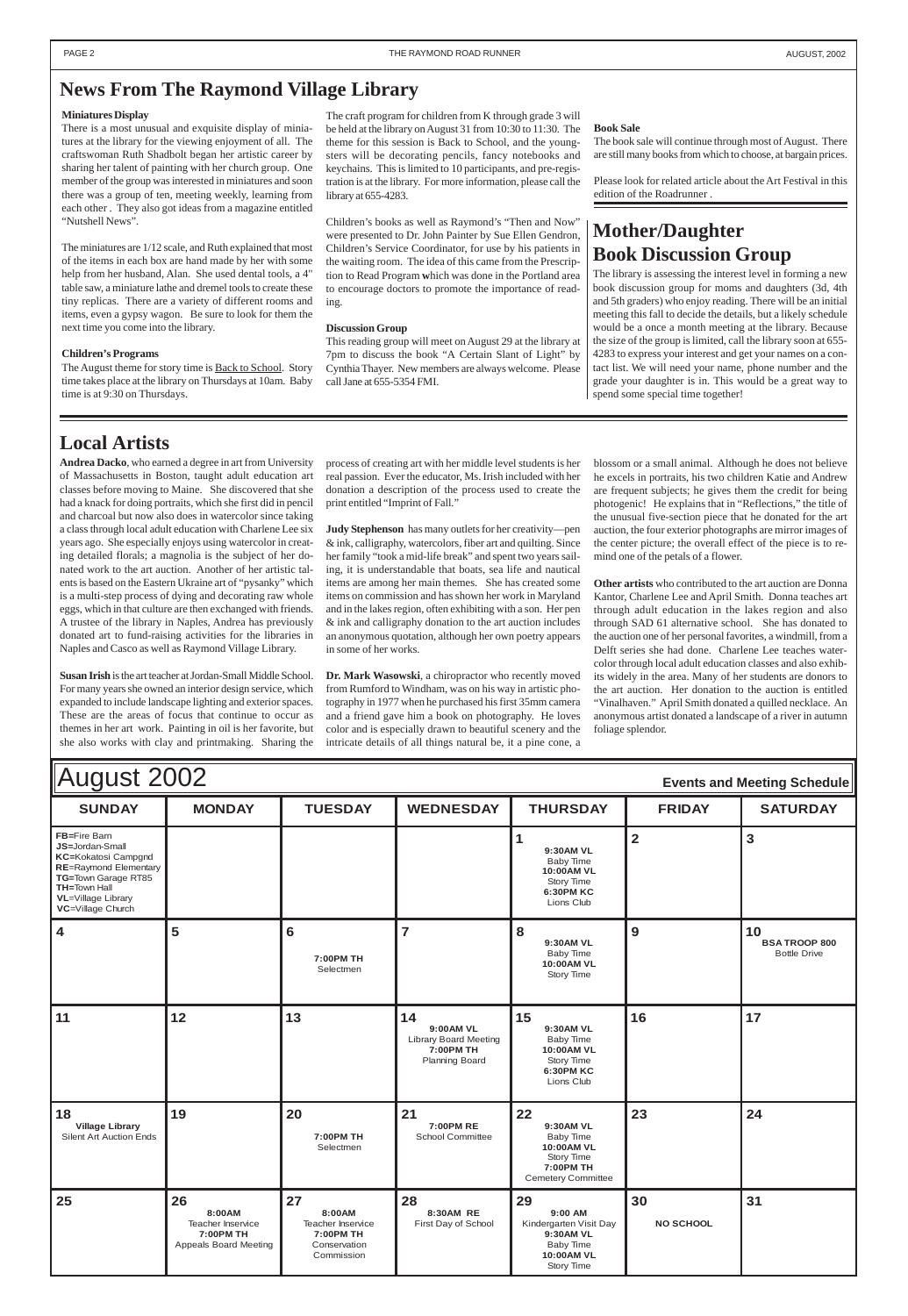# News From The Raymond Village Library

**Miniatures Display**

There is a most unusual and exquisite display of miniatures at the library for the viewing enjoyment of all. The craftswoman Ruth Shadbolt began her artistic career by sharing her talent of painting with her church group. One member of the group was interested in miniatures and soon there was a group of ten, meeting weekly, learning from each other . They also got ideas from a magazine entitled "Nutshell News".

The miniatures are 1/12 scale, and Ruth explained that most of the items in each box are hand made by her with some help from her husband, Alan. She used dental tools, a 4" table saw, a miniature lathe and dremel tools to create these tiny replicas. There are a variety of different rooms and items, even a gypsy wagon. Be sure to look for them the next time you come into the library.

**Children's Programs**

The August theme for story time is Back to School. Story time takes place at the library on Thursdays at 10am. Baby time is at 9:30 on Thursdays.

The craft program for children from K through grade 3 will be held at the library on August 31 from 10:30 to 11:30. The theme for this session is Back to School, and the youngsters will be decorating pencils, fancy notebooks and keychains. This is limited to 10 participants, and pre-registration is at the library. For more information, please call the library at 655-4283.

Children's books as well as Raymond's "Then and Now" were presented to Dr. John Painter by Sue Ellen Gendron, Children's Service Coordinator, for use by his patients in the waiting room. The idea of this came from the Prescription to Read Program **w**hich was done in the Portland area to encourage doctors to promote the importance of reading.

**Discussion Group**

This reading group will meet on August 29 at the library at 7pm to discuss the book "A Certain Slant of Light" by Cynthia Thayer. New members are always welcome. Please call Jane at 655-5354 FMI.

**Book Sale**

The book sale will continue through most of August. There are still many books from which to choose, at bargain prices.

Please look for related article about the Art Festival in this edition of the Roadrunner .

## Mother/Daughter Book Discussion Group

The library is assessing the interest level in forming a new book discussion group for moms and daughters (3d, 4th and 5th graders) who enjoy reading. There will be an initial meeting this fall to decide the details, but a likely schedule would be a once a month meeting at the library. Because the size of the group is limited, call the library soon at 655-4283 to express your interest and get your names on a contact list. We will need your name, phone number and the grade your daughter is in. This would be a great way to spend some special time together!

# Local Artists

**Andrea Dacko**, who earned a degree in art from University of Massachusetts in Boston, taught adult education art classes before moving to Maine. She discovered that she had a knack for doing portraits, which she first did in pencil and charcoal but now also does in watercolor since taking a class through local adult education with Charlene Lee six years ago. She especially enjoys using watercolor in creating detailed florals; a magnolia is the subject of her donated work to the art auction. Another of her artistic talents is based on the Eastern Ukraine art of "pysanky" which is a multi-step process of dying and decorating raw whole eggs, which in that culture are then exchanged with friends. A trustee of the library in Naples, Andrea has previously donated art to fund-raising activities for the libraries in Naples and Casco as well as Raymond Village Library.

**Susan Irish** is the art teacher at Jordan-Small Middle School. For many years she owned an interior design service, which expanded to include landscape lighting and exterior spaces. These are the areas of focus that continue to occur as themes in her art work. Painting in oil is her favorite, but she also works with clay and printmaking. Sharing the process of creating art with her middle level students is her real passion. Ever the educator, Ms. Irish included with her donation a description of the process used to create the print entitled "Imprint of Fall."

**Judy Stephenson** has many outlets for her creativity—pen & ink, calligraphy, watercolors, fiber art and quilting. Since her family "took a mid-life break" and spent two years sailing, it is understandable that boats, sea life and nautical items are among her main themes. She has created some items on commission and has shown her work in Maryland and in the lakes region, often exhibiting with a son. Her pen & ink and calligraphy donation to the art auction includes an anonymous quotation, although her own poetry appears in some of her works.

**Dr. Mark Wasowski**, a chiropractor who recently moved from Rumford to Windham, was on his way in artistic photography in 1977 when he purchased his first 35mm camera and a friend gave him a book on photography. He loves color and is especially drawn to beautiful scenery and the intricate details of all things natural be, it a pine cone, a blossom or a small animal. Although he does not believe he excels in portraits, his two children Katie and Andrew are frequent subjects; he gives them the credit for being photogenic! He explains that in "Reflections," the title of the unusual five-section piece that he donated for the art auction, the four exterior photographs are mirror images of the center picture; the overall effect of the piece is to remind one of the petals of a flower.

**Other artists** who contributed to the art auction are Donna Kantor, Charlene Lee and April Smith. Donna teaches art through adult education in the lakes region and also through SAD 61 alternative school. She has donated to the auction one of her personal favorites, a windmill, from a Delft series she had done. Charlene Lee teaches watercolor through local adult education classes and also exhibits widely in the area. Many of her students are donors to the art auction. Her donation to the auction is entitled "Vinalhaven." April Smith donated a quilled necklace. An anonymous artist donated a landscape of a river in autumn foliage splendor.

# August 2002 — Events and Meeting Schedule

| SUNDAY | MONDAY | TUESDAY | WEDNESDAY | THURSDAY | FRIDAY | SATURDAY |
|---|---|---|---|---|---|---|
| **FB**=Fire Barn<br>**JS**=Jordan-Small<br>**KC**=Kokatosi Campgnd<br>**RE**=Raymond Elementary<br>**TG**=Town Garage RT85<br>**TH**=Town Hall<br>**VL**=Village Library<br>**VC**=Village Church | | | | **1**<br>**9:30AM VL** Baby Time<br>**10:00AM VL** Story Time<br>**6:30PM KC** Lions Club | **2** | **3** |
| **4** | **5** | **6**<br>**7:00PM TH** Selectmen | **7** | **8**<br>**9:30AM VL** Baby Time<br>**10:00AM VL** Story Time | **9** | **10**<br>**BSA TROOP 800** Bottle Drive |
| **11** | **12** | **13** | **14**<br>**9:00AM VL** Library Board Meeting<br>**7:00PM TH** Planning Board | **15**<br>**9:30AM VL** Baby Time<br>**10:00AM VL** Story Time<br>**6:30PM KC** Lions Club | **16** | **17** |
| **18**<br>**Village Library** Silent Art Auction Ends | **19** | **20**<br>**7:00PM TH** Selectmen | **21**<br>**7:00PM RE** School Committee | **22**<br>**9:30AM VL** Baby Time<br>**10:00AM VL** Story Time<br>**7:00PM TH** Cemetery Committee | **23** | **24** |
| **25** | **26**<br>**8:00AM** Teacher Inservice<br>**7:00PM TH** Appeals Board Meeting | **27**<br>**8:00AM** Teacher Inservice<br>**7:00PM TH** Conservation Commission | **28**<br>**8:30AM RE** First Day of School | **29**<br>**9:00 AM** Kindergarten Visit Day<br>**9:30AM VL** Baby Time<br>**10:00AM VL** Story Time | **30**<br>**NO SCHOOL** | **31** |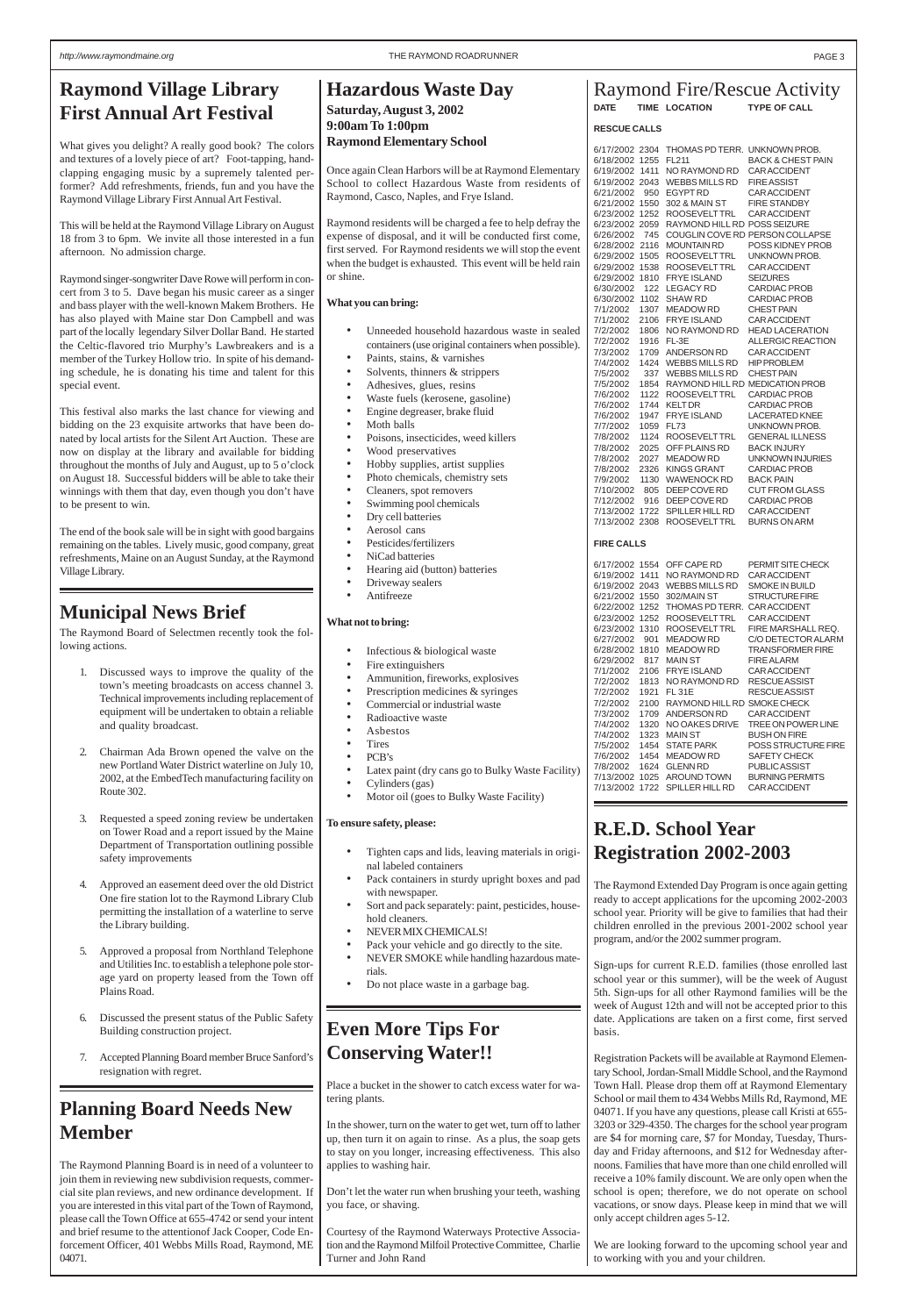## Raymond Village Library First Annual Art Festival

What gives you delight? A really good book? The colors and textures of a lovely piece of art? Foot-tapping, hand-clapping engaging music by a supremely talented performer? Add refreshments, friends, fun and you have the Raymond Village Library First Annual Art Festival.

This will be held at the Raymond Village Library on August 18 from 3 to 6pm. We invite all those interested in a fun afternoon. No admission charge.

Raymond singer-songwriter Dave Rowe will perform in concert from 3 to 5. Dave began his music career as a singer and bass player with the well-known Makem Brothers. He has also played with Maine star Don Campbell and was part of the locally legendary Silver Dollar Band. He started the Celtic-flavored trio Murphy's Lawbreakers and is a member of the Turkey Hollow trio. In spite of his demanding schedule, he is donating his time and talent for this special event.

This festival also marks the last chance for viewing and bidding on the 23 exquisite artworks that have been donated by local artists for the Silent Art Auction. These are now on display at the library and available for bidding throughout the months of July and August, up to 5 o'clock on August 18. Successful bidders will be able to take their winnings with them that day, even though you don't have to be present to win.

The end of the book sale will be in sight with good bargains remaining on the tables. Lively music, good company, great refreshments, Maine on an August Sunday, at the Raymond Village Library.

## Municipal News Brief

The Raymond Board of Selectmen recently took the following actions.

1. Discussed ways to improve the quality of the town's meeting broadcasts on access channel 3. Technical improvements including replacement of equipment will be undertaken to obtain a reliable and quality broadcast.
2. Chairman Ada Brown opened the valve on the new Portland Water District waterline on July 10, 2002, at the EmbedTech manufacturing facility on Route 302.
3. Requested a speed zoning review be undertaken on Tower Road and a report issued by the Maine Department of Transportation outlining possible safety improvements
4. Approved an easement deed over the old District One fire station lot to the Raymond Library Club permitting the installation of a waterline to serve the Library building.
5. Approved a proposal from Northland Telephone and Utilities Inc. to establish a telephone pole storage yard on property leased from the Town off Plains Road.
6. Discussed the present status of the Public Safety Building construction project.
7. Accepted Planning Board member Bruce Sanford's resignation with regret.

## Planning Board Needs New Member

The Raymond Planning Board is in need of a volunteer to join them in reviewing new subdivision requests, commercial site plan reviews, and new ordinance development. If you are interested in this vital part of the Town of Raymond, please call the Town Office at 655-4742 or send your intent and brief resume to the attention of Jack Cooper, Code Enforcement Officer, 401 Webbs Mills Road, Raymond, ME 04071.

## Hazardous Waste Day

**Saturday, August 3, 2002**
**9:00am To 1:00pm**
**Raymond Elementary School**

Once again Clean Harbors will be at Raymond Elementary School to collect Hazardous Waste from residents of Raymond, Casco, Naples, and Frye Island.

Raymond residents will be charged a fee to help defray the expense of disposal, and it will be conducted first come, first served. For Raymond residents we will stop the event when the budget is exhausted. This event will be held rain or shine.

**What you can bring:**

- Unneeded household hazardous waste in sealed containers (use original containers when possible).
- Paints, stains, & varnishes
- Solvents, thinners & strippers
- Adhesives, glues, resins
- Waste fuels (kerosene, gasoline)
- Engine degreaser, brake fluid
- Moth balls
- Poisons, insecticides, weed killers
- Wood preservatives
- Hobby supplies, artist supplies
- Photo chemicals, chemistry sets
- Cleaners, spot removers
- Swimming pool chemicals
- Dry cell batteries
- Aerosol cans
- Pesticides/fertilizers
- NiCad batteries
- Hearing aid (button) batteries
- Driveway sealers
- Antifreeze

**What not to bring:**

- Infectious & biological waste
- Fire extinguishers
- Ammunition, fireworks, explosives
- Prescription medicines & syringes
- Commercial or industrial waste
- Radioactive waste
- Asbestos
- Tires
- PCB's
- Latex paint (dry cans go to Bulky Waste Facility)
- Cylinders (gas)
- Motor oil (goes to Bulky Waste Facility)

**To ensure safety, please:**

- Tighten caps and lids, leaving materials in original labeled containers
- Pack containers in sturdy upright boxes and pad with newspaper.
- Sort and pack separately: paint, pesticides, household cleaners.
- NEVER MIX CHEMICALS!
- Pack your vehicle and go directly to the site.
- NEVER SMOKE while handling hazardous materials.
- Do not place waste in a garbage bag.

## Even More Tips For Conserving Water!!

Place a bucket in the shower to catch excess water for watering plants.

In the shower, turn on the water to get wet, turn off to lather up, then turn it on again to rinse. As a plus, the soap gets to stay on you longer, increasing effectiveness. This also applies to washing hair.

Don't let the water run when brushing your teeth, washing you face, or shaving.

Courtesy of the Raymond Waterways Protective Association and the Raymond Milfoil Protective Committee, Charlie Turner and John Rand

## Raymond Fire/Rescue Activity

**RESCUE CALLS**

| DATE | TIME | LOCATION | TYPE OF CALL |
|---|---|---|---|
| 6/17/2002 | 2304 | THOMAS PD TERR. | UNKNOWN PROB. |
| 6/18/2002 | 1255 | FL211 | BACK & CHEST PAIN |
| 6/19/2002 | 1411 | NO RAYMOND RD | CAR ACCIDENT |
| 6/19/2002 | 2043 | WEBBS MILLS RD | FIRE ASSIST |
| 6/21/2002 | 950 | EGYPT RD | CAR ACCIDENT |
| 6/21/2002 | 1550 | 302 & MAIN ST | FIRE STANDBY |
| 6/23/2002 | 1252 | ROOSEVELT TRL | CAR ACCIDENT |
| 6/23/2002 | 2059 | RAYMOND HILL RD | POSS SEIZURE |
| 6/26/2002 | 745 | COUGLIN COVE RD | PERSON COLLAPSE |
| 6/28/2002 | 2116 | MOUNTAIN RD | POSS KIDNEY PROB |
| 6/29/2002 | 1505 | ROOSEVELT TRL | UNKNOWN PROB. |
| 6/29/2002 | 1538 | ROOSEVELT TRL | CAR ACCIDENT |
| 6/29/2002 | 1810 | FRYE ISLAND | SEIZURES |
| 6/30/2002 | 122 | LEGACY RD | CARDIAC PROB |
| 6/30/2002 | 1102 | SHAW RD | CARDIAC PROB |
| 7/1/2002 | 1307 | MEADOW RD | CHEST PAIN |
| 7/1/2002 | 2106 | FRYE ISLAND | CAR ACCIDENT |
| 7/2/2002 | 1806 | NO RAYMOND RD | HEAD LACERATION |
| 7/2/2002 | 1916 | FL-3E | ALLERGIC REACTION |
| 7/3/2002 | 1709 | ANDERSON RD | CAR ACCIDENT |
| 7/4/2002 | 1424 | WEBBS MILLS RD | HIP PROBLEM |
| 7/5/2002 | 337 | WEBBS MILLS RD | CHEST PAIN |
| 7/5/2002 | 1854 | RAYMOND HILL RD | MEDICATION PROB |
| 7/6/2002 | 1122 | ROOSEVELT TRL | CARDIAC PROB |
| 7/6/2002 | 1744 | KELT DR | CARDIAC PROB |
| 7/6/2002 | 1947 | FRYE ISLAND | LACERATED KNEE |
| 7/7/2002 | 1059 | FL73 | UNKNOWN PROB. |
| 7/8/2002 | 1124 | ROOSEVELT TRL | GENERAL ILLNESS |
| 7/8/2002 | 2025 | OFF PLAINS RD | BACK INJURY |
| 7/8/2002 | 2027 | MEADOW RD | UNKNOWN INJURIES |
| 7/8/2002 | 2326 | KINGS GRANT | CARDIAC PROB |
| 7/9/2002 | 1130 | WAWENOCK RD | BACK PAIN |
| 7/10/2002 | 805 | DEEP COVE RD | CUT FROM GLASS |
| 7/12/2002 | 916 | DEEP COVE RD | CARDIAC PROB |
| 7/13/2002 | 1722 | SPILLER HILL RD | CAR ACCIDENT |
| 7/13/2002 | 2308 | ROOSEVELT TRL | BURNS ON ARM |

**FIRE CALLS**

| DATE | TIME | LOCATION | TYPE OF CALL |
|---|---|---|---|
| 6/17/2002 | 1554 | OFF CAPE RD | PERMIT SITE CHECK |
| 6/19/2002 | 1411 | NO RAYMOND RD | CAR ACCIDENT |
| 6/19/2002 | 2043 | WEBBS MILLS RD | SMOKE IN BUILD |
| 6/21/2002 | 1550 | 302/MAIN ST | STRUCTURE FIRE |
| 6/22/2002 | 1252 | THOMAS PD TERR. | CAR ACCIDENT |
| 6/23/2002 | 1252 | ROOSEVELT TRL | CAR ACCIDENT |
| 6/23/2002 | 1310 | ROOSEVELT TRL | FIRE MARSHALL REQ. |
| 6/27/2002 | 901 | MEADOW RD | C/O DETECTOR ALARM |
| 6/28/2002 | 1810 | MEADOW RD | TRANSFORMER FIRE |
| 6/29/2002 | 817 | MAIN ST | FIRE ALARM |
| 7/1/2002 | 2106 | FRYE ISLAND | CAR ACCIDENT |
| 7/2/2002 | 1813 | NO RAYMOND RD | RESCUE ASSIST |
| 7/2/2002 | 1921 | FL 31E | RESCUE ASSIST |
| 7/2/2002 | 2100 | RAYMOND HILL RD | SMOKE CHECK |
| 7/3/2002 | 1709 | ANDERSON RD | CAR ACCIDENT |
| 7/4/2002 | 1320 | NO OAKES DRIVE | TREE ON POWER LINE |
| 7/4/2002 | 1323 | MAIN ST | BUSH ON FIRE |
| 7/5/2002 | 1454 | STATE PARK | POSS STRUCTURE FIRE |
| 7/6/2002 | 1454 | MEADOW RD | SAFETY CHECK |
| 7/8/2002 | 1624 | GLENN RD | PUBLIC ASSIST |
| 7/13/2002 | 1025 | AROUND TOWN | BURNING PERMITS |
| 7/13/2002 | 1722 | SPILLER HILL RD | CAR ACCIDENT |

## R.E.D. School Year Registration 2002-2003

The Raymond Extended Day Program is once again getting ready to accept applications for the upcoming 2002-2003 school year. Priority will be give to families that had their children enrolled in the previous 2001-2002 school year program, and/or the 2002 summer program.

Sign-ups for current R.E.D. families (those enrolled last school year or this summer), will be the week of August 5th. Sign-ups for all other Raymond families will be the week of August 12th and will not be accepted prior to this date. Applications are taken on a first come, first served basis.

Registration Packets will be available at Raymond Elementary School, Jordan-Small Middle School, and the Raymond Town Hall. Please drop them off at Raymond Elementary School or mail them to 434 Webbs Mills Rd, Raymond, ME 04071. If you have any questions, please call Kristi at 655-3203 or 329-4350. The charges for the school year program are $4 for morning care, $7 for Monday, Tuesday, Thursday and Friday afternoons, and $12 for Wednesday afternoons. Families that have more than one child enrolled will receive a 10% family discount. We are only open when the school is open; therefore, we do not operate on school vacations, or snow days. Please keep in mind that we will only accept children ages 5-12.

We are looking forward to the upcoming school year and to working with you and your children.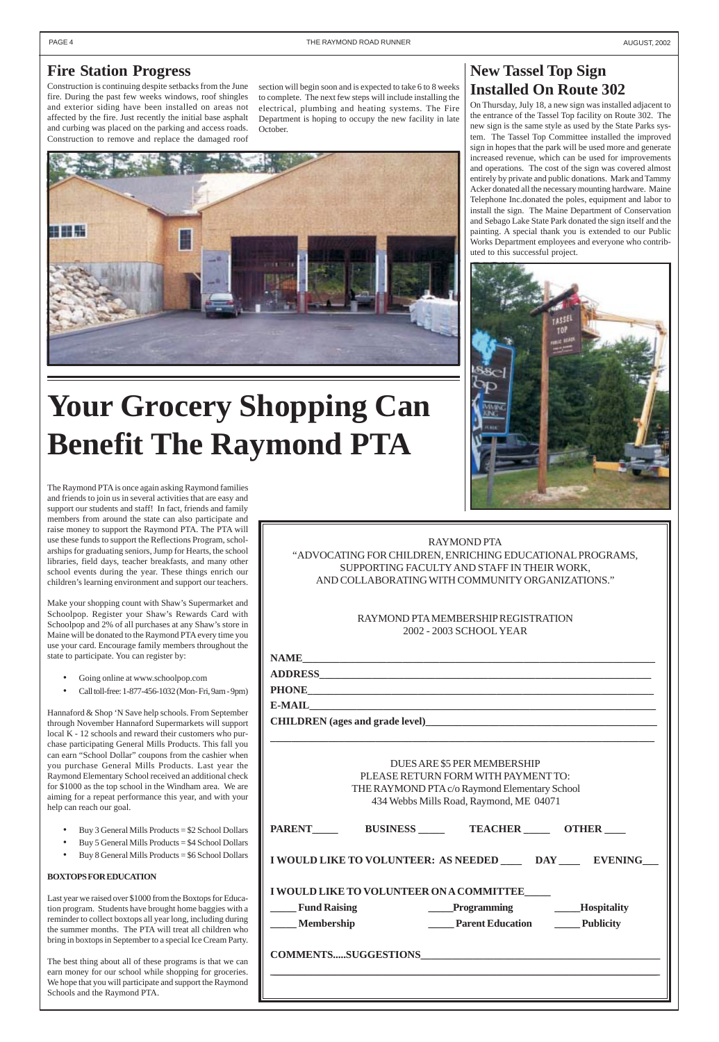## Fire Station Progress

Construction is continuing despite setbacks from the June fire. During the past few weeks windows, roof shingles and exterior siding have been installed on areas not affected by the fire. Just recently the initial base asphalt and curbing was placed on the parking and access roads. Construction to remove and replace the damaged roof section will begin soon and is expected to take 6 to 8 weeks to complete. The next few steps will include installing the electrical, plumbing and heating systems. The Fire Department is hoping to occupy the new facility in late October.

## New Tassel Top Sign Installed On Route 302

On Thursday, July 18, a new sign was installed adjacent to the entrance of the Tassel Top facility on Route 302. The new sign is the same style as used by the State Parks system. The Tassel Top Committee installed the improved sign in hopes that the park will be used more and generate increased revenue, which can be used for improvements and operations. The cost of the sign was covered almost entirely by private and public donations. Mark and Tammy Acker donated all the necessary mounting hardware. Maine Telephone Inc.donated the poles, equipment and labor to install the sign. The Maine Department of Conservation and Sebago Lake State Park donated the sign itself and the painting. A special thank you is extended to our Public Works Department employees and everyone who contributed to this successful project.

# Your Grocery Shopping Can Benefit The Raymond PTA

The Raymond PTA is once again asking Raymond families and friends to join us in several activities that are easy and support our students and staff! In fact, friends and family members from around the state can also participate and raise money to support the Raymond PTA. The PTA will use these funds to support the Reflections Program, scholarships for graduating seniors, Jump for Hearts, the school libraries, field days, teacher breakfasts, and many other school events during the year. These things enrich our children's learning environment and support our teachers.

Make your shopping count with Shaw's Supermarket and Schoolpop. Register your Shaw's Rewards Card with Schoolpop and 2% of all purchases at any Shaw's store in Maine will be donated to the Raymond PTA every time you use your card. Encourage family members throughout the state to participate. You can register by:

- Going online at www.schoolpop.com
- Call toll-free: 1-877-456-1032 (Mon- Fri, 9am - 9pm)

Hannaford & Shop 'N Save help schools. From September through November Hannaford Supermarkets will support local K - 12 schools and reward their customers who purchase participating General Mills Products. This fall you can earn "School Dollar" coupons from the cashier when you purchase General Mills Products. Last year the Raymond Elementary School received an additional check for $1000 as the top school in the Windham area. We are aiming for a repeat performance this year, and with your help can reach our goal.

- Buy 3 General Mills Products = $2 School Dollars
- Buy 5 General Mills Products = $4 School Dollars
- Buy 8 General Mills Products = $6 School Dollars

**BOXTOPS FOR EDUCATION**

Last year we raised over $1000 from the Boxtops for Education program. Students have brought home baggies with a reminder to collect boxtops all year long, including during the summer months. The PTA will treat all children who bring in boxtops in September to a special Ice Cream Party.

The best thing about all of these programs is that we can earn money for our school while shopping for groceries. We hope that you will participate and support the Raymond Schools and the Raymond PTA.

---

RAYMOND PTA
"ADVOCATING FOR CHILDREN, ENRICHING EDUCATIONAL PROGRAMS, SUPPORTING FACULTY AND STAFF IN THEIR WORK, AND COLLABORATING WITH COMMUNITY ORGANIZATIONS."

RAYMOND PTA MEMBERSHIP REGISTRATION
2002 - 2003 SCHOOL YEAR

**NAME**________________________________________

**ADDRESS**________________________________________

**PHONE**________________________________________

**E-MAIL**________________________________________

**CHILDREN (ages and grade level)**________________________________________

________________________________________

DUES ARE $5 PER MEMBERSHIP
PLEASE RETURN FORM WITH PAYMENT TO:
THE RAYMOND PTA c/o Raymond Elementary School
434 Webbs Mills Road, Raymond, ME 04071

**PARENT**_____ **BUSINESS** _____ **TEACHER** _____ **OTHER** ____

**I WOULD LIKE TO VOLUNTEER: AS NEEDED** ____ **DAY** ____ **EVENING**___

**I WOULD LIKE TO VOLUNTEER ON A COMMITTEE**_____

_____ **Fund Raising** _____**Programming** _____**Hospitality**

_____ **Membership** _____ **Parent Education** _____ **Publicity**

**COMMENTS.....SUGGESTIONS**________________________________________

________________________________________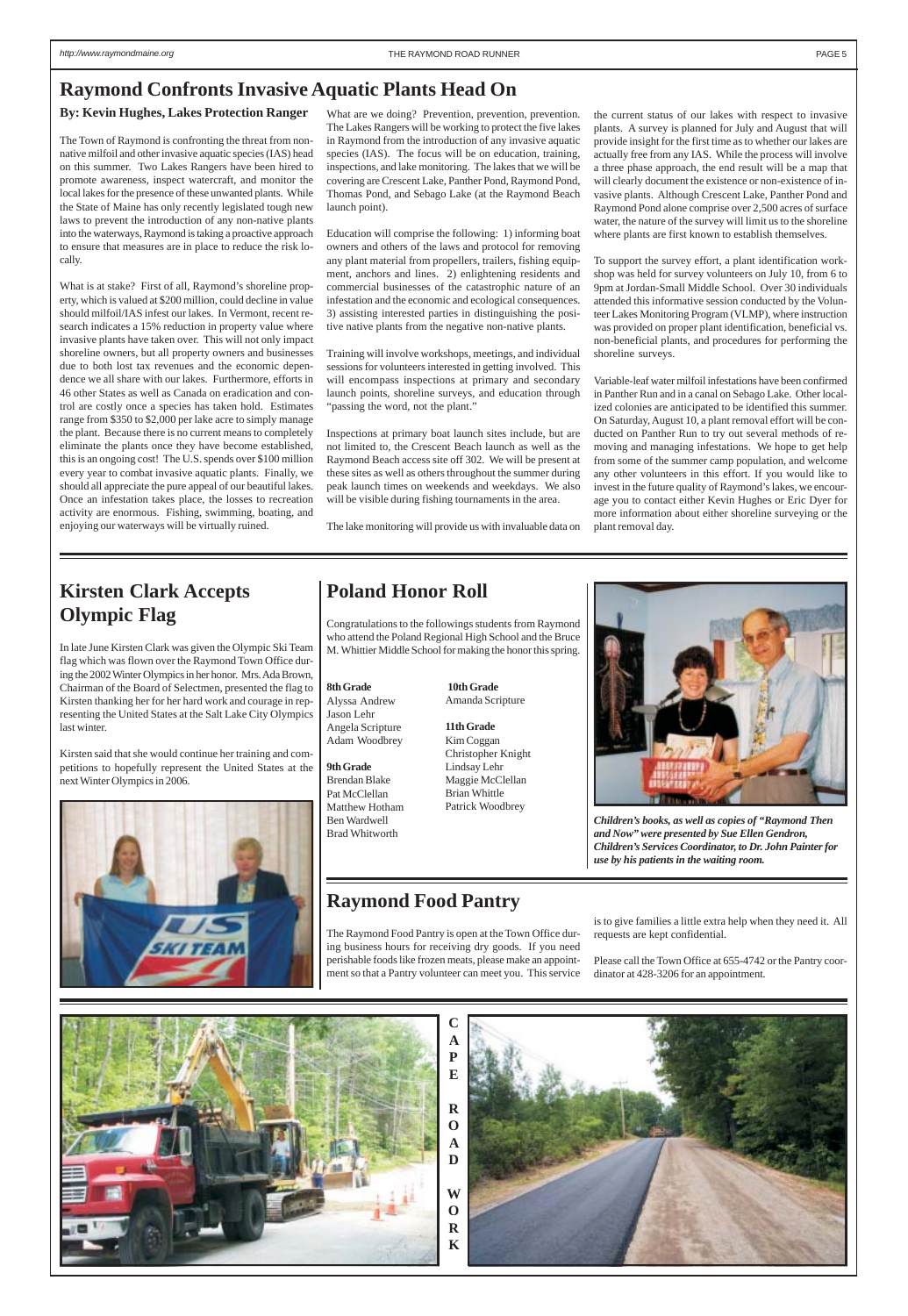# Raymond Confronts Invasive Aquatic Plants Head On

**By: Kevin Hughes, Lakes Protection Ranger**

The Town of Raymond is confronting the threat from non-native milfoil and other invasive aquatic species (IAS) head on this summer. Two Lakes Rangers have been hired to promote awareness, inspect watercraft, and monitor the local lakes for the presence of these unwanted plants. While the State of Maine has only recently legislated tough new laws to prevent the introduction of any non-native plants into the waterways, Raymond is taking a proactive approach to ensure that measures are in place to reduce the risk locally.

What is at stake? First of all, Raymond's shoreline property, which is valued at $200 million, could decline in value should milfoil/IAS infest our lakes. In Vermont, recent research indicates a 15% reduction in property value where invasive plants have taken over. This will not only impact shoreline owners, but all property owners and businesses due to both lost tax revenues and the economic dependence we all share with our lakes. Furthermore, efforts in 46 other States as well as Canada on eradication and control are costly once a species has taken hold. Estimates range from $350 to $2,000 per lake acre to simply manage the plant. Because there is no current means to completely eliminate the plants once they have become established, this is an ongoing cost! The U.S. spends over $100 million every year to combat invasive aquatic plants. Finally, we should all appreciate the pure appeal of our beautiful lakes. Once an infestation takes place, the losses to recreation activity are enormous. Fishing, swimming, boating, and enjoying our waterways will be virtually ruined.

What are we doing? Prevention, prevention, prevention. The Lakes Rangers will be working to protect the five lakes in Raymond from the introduction of any invasive aquatic species (IAS). The focus will be on education, training, inspections, and lake monitoring. The lakes that we will be covering are Crescent Lake, Panther Pond, Raymond Pond, Thomas Pond, and Sebago Lake (at the Raymond Beach launch point).

Education will comprise the following: 1) informing boat owners and others of the laws and protocol for removing any plant material from propellers, trailers, fishing equipment, anchors and lines. 2) enlightening residents and commercial businesses of the catastrophic nature of an infestation and the economic and ecological consequences. 3) assisting interested parties in distinguishing the positive native plants from the negative non-native plants.

Training will involve workshops, meetings, and individual sessions for volunteers interested in getting involved. This will encompass inspections at primary and secondary launch points, shoreline surveys, and education through "passing the word, not the plant."

Inspections at primary boat launch sites include, but are not limited to, the Crescent Beach launch as well as the Raymond Beach access site off 302. We will be present at these sites as well as others throughout the summer during peak launch times on weekends and weekdays. We also will be visible during fishing tournaments in the area.

The lake monitoring will provide us with invaluable data on the current status of our lakes with respect to invasive plants. A survey is planned for July and August that will provide insight for the first time as to whether our lakes are actually free from any IAS. While the process will involve a three phase approach, the end result will be a map that will clearly document the existence or non-existence of invasive plants. Although Crescent Lake, Panther Pond and Raymond Pond alone comprise over 2,500 acres of surface water, the nature of the survey will limit us to the shoreline where plants are first known to establish themselves.

To support the survey effort, a plant identification workshop was held for survey volunteers on July 10, from 6 to 9pm at Jordan-Small Middle School. Over 30 individuals attended this informative session conducted by the Volunteer Lakes Monitoring Program (VLMP), where instruction was provided on proper plant identification, beneficial vs. non-beneficial plants, and procedures for performing the shoreline surveys.

Variable-leaf water milfoil infestations have been confirmed in Panther Run and in a canal on Sebago Lake. Other localized colonies are anticipated to be identified this summer. On Saturday, August 10, a plant removal effort will be conducted on Panther Run to try out several methods of removing and managing infestations. We hope to get help from some of the summer camp population, and welcome any other volunteers in this effort. If you would like to invest in the future quality of Raymond's lakes, we encourage you to contact either Kevin Hughes or Eric Dyer for more information about either shoreline surveying or the plant removal day.

# Kirsten Clark Accepts Olympic Flag

In late June Kirsten Clark was given the Olympic Ski Team flag which was flown over the Raymond Town Office during the 2002 Winter Olympics in her honor. Mrs. Ada Brown, Chairman of the Board of Selectmen, presented the flag to Kirsten thanking her for her hard work and courage in representing the United States at the Salt Lake City Olympics last winter.

Kirsten said that she would continue her training and competitions to hopefully represent the United States at the next Winter Olympics in 2006.

# Poland Honor Roll

Congratulations to the followings students from Raymond who attend the Poland Regional High School and the Bruce M. Whittier Middle School for making the honor this spring.

**8th Grade**
Alyssa Andrew
Jason Lehr
Angela Scripture
Adam Woodbrey

**9th Grade**
Brendan Blake
Pat McClellan
Matthew Hotham
Ben Wardwell
Brad Whitworth

**10th Grade**
Amanda Scripture

**11th Grade**
Kim Coggan
Christopher Knight
Lindsay Lehr
Maggie McClellan
Brian Whittle
Patrick Woodbrey

*Children's books, as well as copies of "Raymond Then and Now" were presented by Sue Ellen Gendron, Children's Services Coordinator, to Dr. John Painter for use by his patients in the waiting room.*

# Raymond Food Pantry

The Raymond Food Pantry is open at the Town Office during business hours for receiving dry goods. If you need perishable foods like frozen meats, please make an appointment so that a Pantry volunteer can meet you. This service is to give families a little extra help when they need it. All requests are kept confidential.

Please call the Town Office at 655-4742 or the Pantry coordinator at 428-3206 for an appointment.

**CAPE ROAD WORK**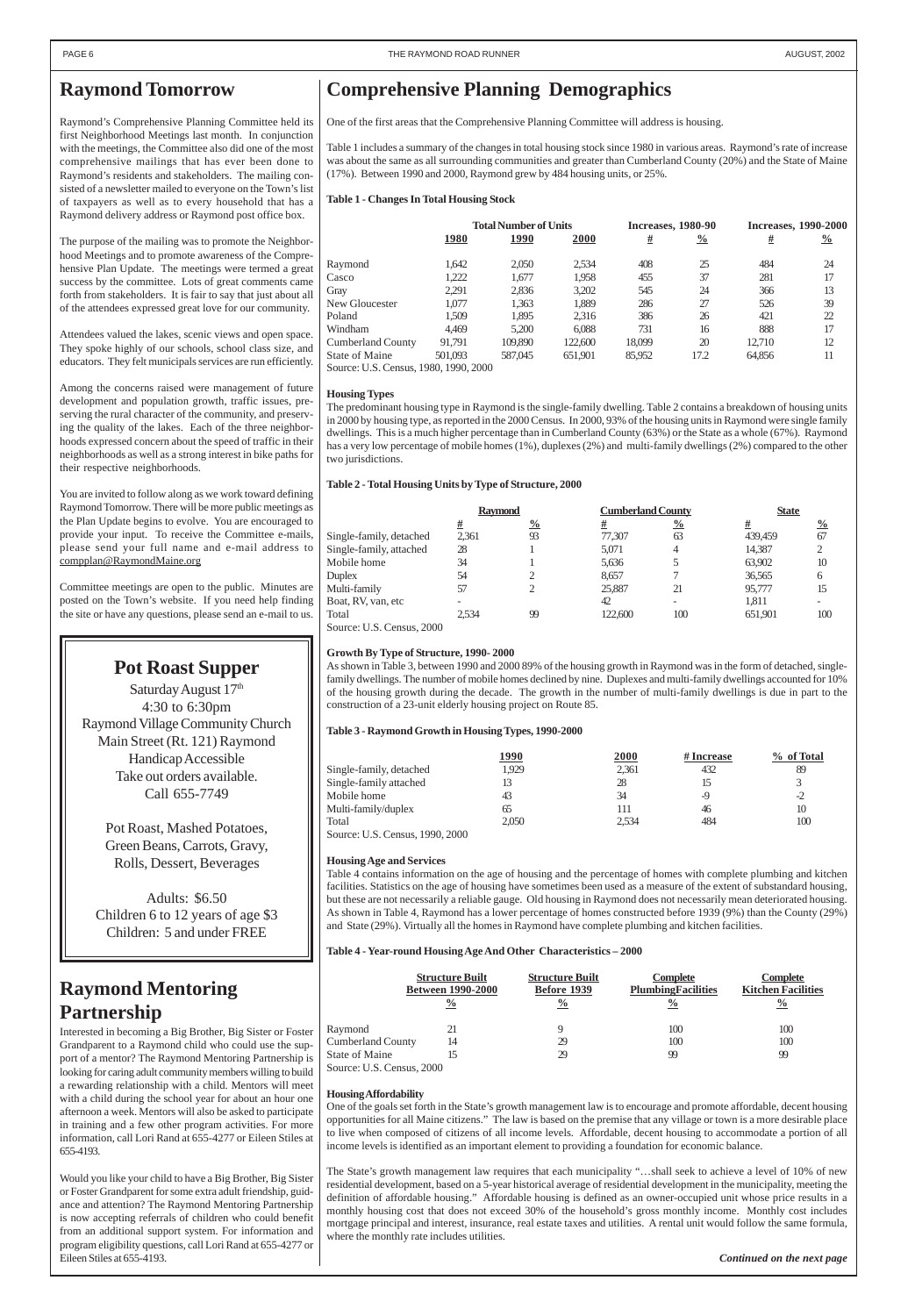## Raymond Tomorrow

Raymond's Comprehensive Planning Committee held its first Neighborhood Meetings last month. In conjunction with the meetings, the Committee also did one of the most comprehensive mailings that has ever been done to Raymond's residents and stakeholders. The mailing consisted of a newsletter mailed to everyone on the Town's list of taxpayers as well as to every household that has a Raymond delivery address or Raymond post office box.

The purpose of the mailing was to promote the Neighborhood Meetings and to promote awareness of the Comprehensive Plan Update. The meetings were termed a great success by the committee. Lots of great comments came forth from stakeholders. It is fair to say that just about all of the attendees expressed great love for our community.

Attendees valued the lakes, scenic views and open space. They spoke highly of our schools, school class size, and educators. They felt municipals services are run efficiently.

Among the concerns raised were management of future development and population growth, traffic issues, preserving the rural character of the community, and preserving the quality of the lakes. Each of the three neighborhoods expressed concern about the speed of traffic in their neighborhoods as well as a strong interest in bike paths for their respective neighborhoods.

You are invited to follow along as we work toward defining Raymond Tomorrow. There will be more public meetings as the Plan Update begins to evolve. You are encouraged to provide your input. To receive the Committee e-mails, please send your full name and e-mail address to compplan@RaymondMaine.org

Committee meetings are open to the public. Minutes are posted on the Town's website. If you need help finding the site or have any questions, please send an e-mail to us.

## Pot Roast Supper

Saturday August 17th
4:30 to 6:30pm
Raymond Village Community Church
Main Street (Rt. 121) Raymond
Handicap Accessible
Take out orders available.
Call 655-7749

Pot Roast, Mashed Potatoes, Green Beans, Carrots, Gravy, Rolls, Dessert, Beverages

Adults: $6.50
Children 6 to 12 years of age $3
Children: 5 and under FREE

## Raymond Mentoring Partnership

Interested in becoming a Big Brother, Big Sister or Foster Grandparent to a Raymond child who could use the support of a mentor? The Raymond Mentoring Partnership is looking for caring adult community members willing to build a rewarding relationship with a child. Mentors will meet with a child during the school year for about an hour one afternoon a week. Mentors will also be asked to participate in training and a few other program activities. For more information, call Lori Rand at 655-4277 or Eileen Stiles at 655-4193.

Would you like your child to have a Big Brother, Big Sister or Foster Grandparent for some extra adult friendship, guidance and attention? The Raymond Mentoring Partnership is now accepting referrals of children who could benefit from an additional support system. For information and program eligibility questions, call Lori Rand at 655-4277 or Eileen Stiles at 655-4193.

## Comprehensive Planning Demographics

One of the first areas that the Comprehensive Planning Committee will address is housing.

Table 1 includes a summary of the changes in total housing stock since 1980 in various areas. Raymond's rate of increase was about the same as all surrounding communities and greater than Cumberland County (20%) and the State of Maine (17%). Between 1990 and 2000, Raymond grew by 484 housing units, or 25%.

**Table 1 - Changes In Total Housing Stock**

| | Total Number of Units | | | Increases, 1980-90 | | Increases, 1990-2000 | |
|---|---|---|---|---|---|---|---|
| | 1980 | 1990 | 2000 | # | % | # | % |
| Raymond | 1,642 | 2,050 | 2,534 | 408 | 25 | 484 | 24 |
| Casco | 1,222 | 1,677 | 1,958 | 455 | 37 | 281 | 17 |
| Gray | 2,291 | 2,836 | 3,202 | 545 | 24 | 366 | 13 |
| New Gloucester | 1,077 | 1,363 | 1,889 | 286 | 27 | 526 | 39 |
| Poland | 1,509 | 1,895 | 2,316 | 386 | 26 | 421 | 22 |
| Windham | 4,469 | 5,200 | 6,088 | 731 | 16 | 888 | 17 |
| Cumberland County | 91,791 | 109,890 | 122,600 | 18,099 | 20 | 12,710 | 12 |
| State of Maine | 501,093 | 587,045 | 651,901 | 85,952 | 17.2 | 64,856 | 11 |

Source: U.S. Census, 1980, 1990, 2000

**Housing Types**

The predominant housing type in Raymond is the single-family dwelling. Table 2 contains a breakdown of housing units in 2000 by housing type, as reported in the 2000 Census. In 2000, 93% of the housing units in Raymond were single family dwellings. This is a much higher percentage than in Cumberland County (63%) or the State as a whole (67%). Raymond has a very low percentage of mobile homes (1%), duplexes (2%) and multi-family dwellings (2%) compared to the other two jurisdictions.

**Table 2 - Total Housing Units by Type of Structure, 2000**

| | Raymond | | Cumberland County | | State | |
|---|---|---|---|---|---|---|
| | # | % | # | % | # | % |
| Single-family, detached | 2,361 | 93 | 77,307 | 63 | 439,459 | 67 |
| Single-family, attached | 28 | 1 | 5,071 | 4 | 14,387 | 2 |
| Mobile home | 34 | 1 | 5,636 | 5 | 63,902 | 10 |
| Duplex | 54 | 2 | 8,657 | 7 | 36,565 | 6 |
| Multi-family | 57 | 2 | 25,887 | 21 | 95,777 | 15 |
| Boat, RV, van, etc | - | | 42 | - | 1,811 | - |
| Total | 2,534 | 99 | 122,600 | 100 | 651,901 | 100 |

Source: U.S. Census, 2000

**Growth By Type of Structure, 1990- 2000**

As shown in Table 3, between 1990 and 2000 89% of the housing growth in Raymond was in the form of detached, single-family dwellings. The number of mobile homes declined by nine. Duplexes and multi-family dwellings accounted for 10% of the housing growth during the decade. The growth in the number of multi-family dwellings is due in part to the construction of a 23-unit elderly housing project on Route 85.

**Table 3 - Raymond Growth in Housing Types, 1990-2000**

| | 1990 | 2000 | # Increase | % of Total |
|---|---|---|---|---|
| Single-family, detached | 1,929 | 2,361 | 432 | 89 |
| Single-family attached | 13 | 28 | 15 | 3 |
| Mobile home | 43 | 34 | -9 | -2 |
| Multi-family/duplex | 65 | 111 | 46 | 10 |
| Total | 2,050 | 2,534 | 484 | 100 |

Source: U.S. Census, 1990, 2000

**Housing Age and Services**

Table 4 contains information on the age of housing and the percentage of homes with complete plumbing and kitchen facilities. Statistics on the age of housing have sometimes been used as a measure of the extent of substandard housing, but these are not necessarily a reliable gauge. Old housing in Raymond does not necessarily mean deteriorated housing. As shown in Table 4, Raymond has a lower percentage of homes constructed before 1939 (9%) than the County (29%) and State (29%). Virtually all the homes in Raymond have complete plumbing and kitchen facilities.

**Table 4 - Year-round Housing Age And Other Characteristics – 2000**

| | Structure Built Between 1990-2000 | Structure Built Before 1939 | Complete PlumbingFacilities | Complete Kitchen Facilities |
|---|---|---|---|---|
| | % | % | % | % |
| Raymond | 21 | 9 | 100 | 100 |
| Cumberland County | 14 | 29 | 100 | 100 |
| State of Maine | 15 | 29 | 99 | 99 |

Source: U.S. Census, 2000

**Housing Affordability**

One of the goals set forth in the State's growth management law is to encourage and promote affordable, decent housing opportunities for all Maine citizens." The law is based on the premise that any village or town is a more desirable place to live when composed of citizens of all income levels. Affordable, decent housing to accommodate a portion of all income levels is identified as an important element to providing a foundation for economic balance.

The State's growth management law requires that each municipality "…shall seek to achieve a level of 10% of new residential development, based on a 5-year historical average of residential development in the municipality, meeting the definition of affordable housing." Affordable housing is defined as an owner-occupied unit whose price results in a monthly housing cost that does not exceed 30% of the household's gross monthly income. Monthly cost includes mortgage principal and interest, insurance, real estate taxes and utilities. A rental unit would follow the same formula, where the monthly rate includes utilities.

***Continued on the next page***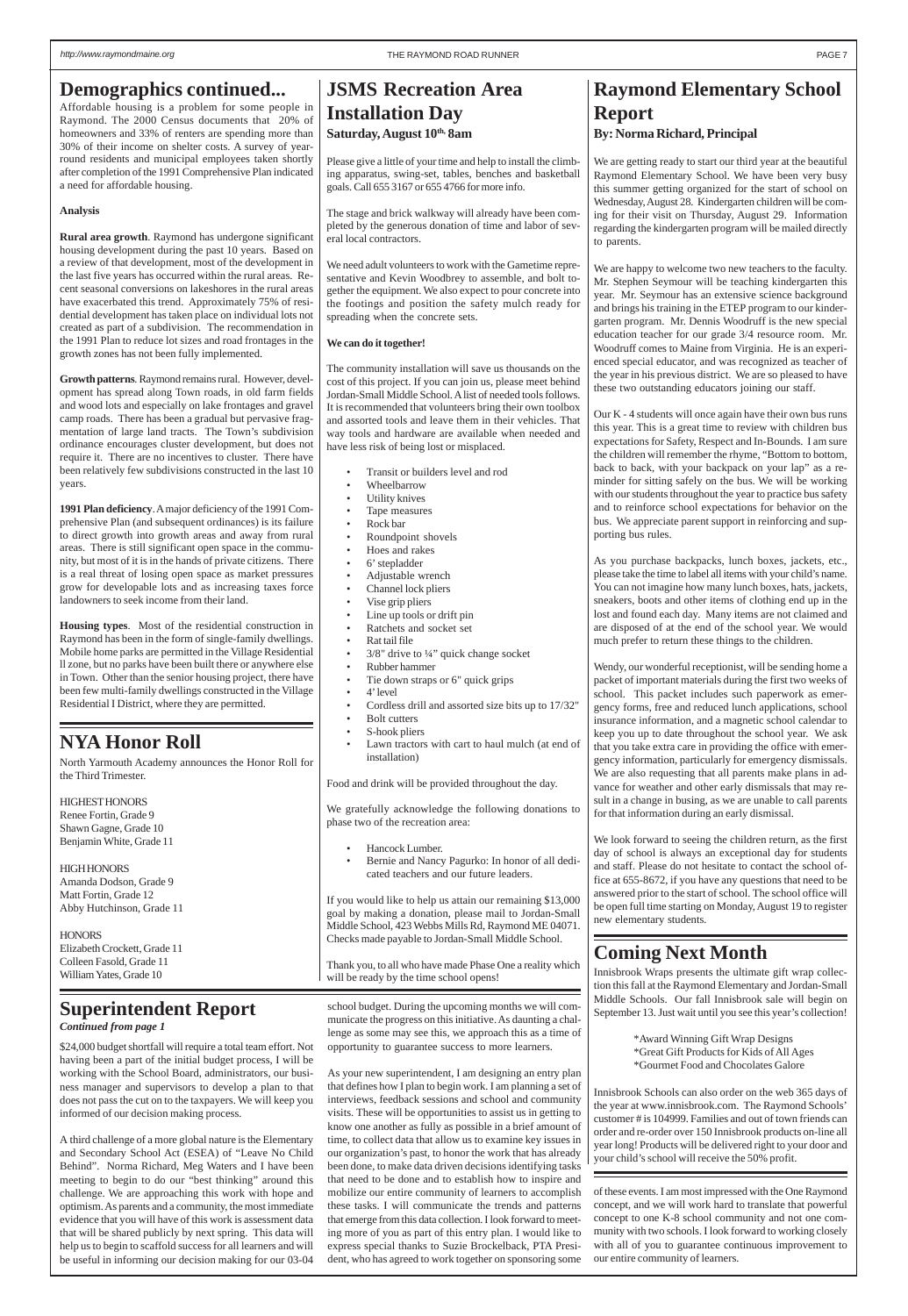## Demographics continued...

Affordable housing is a problem for some people in Raymond. The 2000 Census documents that 20% of homeowners and 33% of renters are spending more than 30% of their income on shelter costs. A survey of year-round residents and municipal employees taken shortly after completion of the 1991 Comprehensive Plan indicated a need for affordable housing.

**Analysis**

**Rural area growth**. Raymond has undergone significant housing development during the past 10 years. Based on a review of that development, most of the development in the last five years has occurred within the rural areas. Recent seasonal conversions on lakeshores in the rural areas have exacerbated this trend. Approximately 75% of residential development has taken place on individual lots not created as part of a subdivision. The recommendation in the 1991 Plan to reduce lot sizes and road frontages in the growth zones has not been fully implemented.

**Growth patterns**. Raymond remains rural. However, development has spread along Town roads, in old farm fields and wood lots and especially on lake frontages and gravel camp roads. There has been a gradual but pervasive fragmentation of large land tracts. The Town's subdivision ordinance encourages cluster development, but does not require it. There are no incentives to cluster. There have been relatively few subdivisions constructed in the last 10 years.

**1991 Plan deficiency**. A major deficiency of the 1991 Comprehensive Plan (and subsequent ordinances) is its failure to direct growth into growth areas and away from rural areas. There is still significant open space in the community, but most of it is in the hands of private citizens. There is a real threat of losing open space as market pressures grow for developable lots and as increasing taxes force landowners to seek income from their land.

**Housing types**. Most of the residential construction in Raymond has been in the form of single-family dwellings. Mobile home parks are permitted in the Village Residential ll zone, but no parks have been built there or anywhere else in Town. Other than the senior housing project, there have been few multi-family dwellings constructed in the Village Residential I District, where they are permitted.

## NYA Honor Roll

North Yarmouth Academy announces the Honor Roll for the Third Trimester.

HIGHEST HONORS
Renee Fortin, Grade 9
Shawn Gagne, Grade 10
Benjamin White, Grade 11

HIGH HONORS
Amanda Dodson, Grade 9
Matt Fortin, Grade 12
Abby Hutchinson, Grade 11

HONORS
Elizabeth Crockett, Grade 11
Colleen Fasold, Grade 11
William Yates, Grade 10

## JSMS Recreation Area Installation Day

**Saturday, August 10th, 8am**

Please give a little of your time and help to install the climbing apparatus, swing-set, tables, benches and basketball goals. Call 655 3167 or 655 4766 for more info.

The stage and brick walkway will already have been completed by the generous donation of time and labor of several local contractors.

We need adult volunteers to work with the Gametime representative and Kevin Woodbrey to assemble, and bolt together the equipment. We also expect to pour concrete into the footings and position the safety mulch ready for spreading when the concrete sets.

**We can do it together!**

The community installation will save us thousands on the cost of this project. If you can join us, please meet behind Jordan-Small Middle School. A list of needed tools follows. It is recommended that volunteers bring their own toolbox and assorted tools and leave them in their vehicles. That way tools and hardware are available when needed and have less risk of being lost or misplaced.

- Transit or builders level and rod
- Wheelbarrow
- Utility knives
- Tape measures
- Rock bar
- Roundpoint shovels
- Hoes and rakes
- 6' stepladder
- Adjustable wrench
- Channel lock pliers
- Vise grip pliers
- Line up tools or drift pin
- Ratchets and socket set
- Rat tail file
- 3/8" drive to ¼" quick change socket
- Rubber hammer
- Tie down straps or 6" quick grips
- 4' level
- Cordless drill and assorted size bits up to 17/32"
- Bolt cutters
- S-hook pliers
- Lawn tractors with cart to haul mulch (at end of installation)

Food and drink will be provided throughout the day.

We gratefully acknowledge the following donations to phase two of the recreation area:

- Hancock Lumber.
- Bernie and Nancy Pagurko: In honor of all dedicated teachers and our future leaders.

If you would like to help us attain our remaining $13,000 goal by making a donation, please mail to Jordan-Small Middle School, 423 Webbs Mills Rd, Raymond ME 04071. Checks made payable to Jordan-Small Middle School.

Thank you, to all who have made Phase One a reality which will be ready by the time school opens!

## Raymond Elementary School Report

**By: Norma Richard, Principal**

We are getting ready to start our third year at the beautiful Raymond Elementary School. We have been very busy this summer getting organized for the start of school on Wednesday, August 28. Kindergarten children will be coming for their visit on Thursday, August 29. Information regarding the kindergarten program will be mailed directly to parents.

We are happy to welcome two new teachers to the faculty. Mr. Stephen Seymour will be teaching kindergarten this year. Mr. Seymour has an extensive science background and brings his training in the ETEP program to our kindergarten program. Mr. Dennis Woodruff is the new special education teacher for our grade 3/4 resource room. Mr. Woodruff comes to Maine from Virginia. He is an experienced special educator, and was recognized as teacher of the year in his previous district. We are so pleased to have these two outstanding educators joining our staff.

Our K - 4 students will once again have their own bus runs this year. This is a great time to review with children bus expectations for Safety, Respect and In-Bounds. I am sure the children will remember the rhyme, "Bottom to bottom, back to back, with your backpack on your lap" as a reminder for sitting safely on the bus. We will be working with our students throughout the year to practice bus safety and to reinforce school expectations for behavior on the bus. We appreciate parent support in reinforcing and supporting bus rules.

As you purchase backpacks, lunch boxes, jackets, etc., please take the time to label all items with your child's name. You can not imagine how many lunch boxes, hats, jackets, sneakers, boots and other items of clothing end up in the lost and found each day. Many items are not claimed and are disposed of at the end of the school year. We would much prefer to return these things to the children.

Wendy, our wonderful receptionist, will be sending home a packet of important materials during the first two weeks of school. This packet includes such paperwork as emergency forms, free and reduced lunch applications, school insurance information, and a magnetic school calendar to keep you up to date throughout the school year. We ask that you take extra care in providing the office with emergency information, particularly for emergency dismissals. We are also requesting that all parents make plans in advance for weather and other early dismissals that may result in a change in busing, as we are unable to call parents for that information during an early dismissal.

We look forward to seeing the children return, as the first day of school is always an exceptional day for students and staff. Please do not hesitate to contact the school office at 655-8672, if you have any questions that need to be answered prior to the start of school. The school office will be open full time starting on Monday, August 19 to register new elementary students.

## Coming Next Month

Innisbrook Wraps presents the ultimate gift wrap collection this fall at the Raymond Elementary and Jordan-Small Middle Schools. Our fall Innisbrook sale will begin on September 13. Just wait until you see this year's collection!

*Award Winning Gift Wrap Designs
*Great Gift Products for Kids of All Ages
*Gourmet Food and Chocolates Galore

Innisbrook Schools can also order on the web 365 days of the year at www.innisbrook.com. The Raymond Schools' customer # is 104999. Families and out of town friends can order and re-order over 150 Innisbrook products on-line all year long! Products will be delivered right to your door and your child's school will receive the 50% profit.

## Superintendent Report

***Continued from page 1***

$24,000 budget shortfall will require a total team effort. Not having been a part of the initial budget process, I will be working with the School Board, administrators, our business manager and supervisors to develop a plan to that does not pass the cut on to the taxpayers. We will keep you informed of our decision making process.

A third challenge of a more global nature is the Elementary and Secondary School Act (ESEA) of "Leave No Child Behind". Norma Richard, Meg Waters and I have been meeting to begin to do our "best thinking" around this challenge. We are approaching this work with hope and optimism. As parents and a community, the most immediate evidence that you will have of this work is assessment data that will be shared publicly by next spring. This data will help us to begin to scaffold success for all learners and will be useful in informing our decision making for our 03-04 school budget. During the upcoming months we will communicate the progress on this initiative. As daunting a challenge as some may see this, we approach this as a time of opportunity to guarantee success to more learners.

As your new superintendent, I am designing an entry plan that defines how I plan to begin work. I am planning a set of interviews, feedback sessions and school and community visits. These will be opportunities to assist us in getting to know one another as fully as possible in a brief amount of time, to collect data that allow us to examine key issues in our organization's past, to honor the work that has already been done, to make data driven decisions identifying tasks that need to be done and to establish how to inspire and mobilize our entire community of learners to accomplish these tasks. I will communicate the trends and patterns that emerge from this data collection. I look forward to meeting more of you as part of this entry plan. I would like to express special thanks to Suzie Brockelback, PTA President, who has agreed to work together on sponsoring some of these events. I am most impressed with the One Raymond concept, and we will work hard to translate that powerful concept to one K-8 school community and not one community with two schools. I look forward to working closely with all of you to guarantee continuous improvement to our entire community of learners.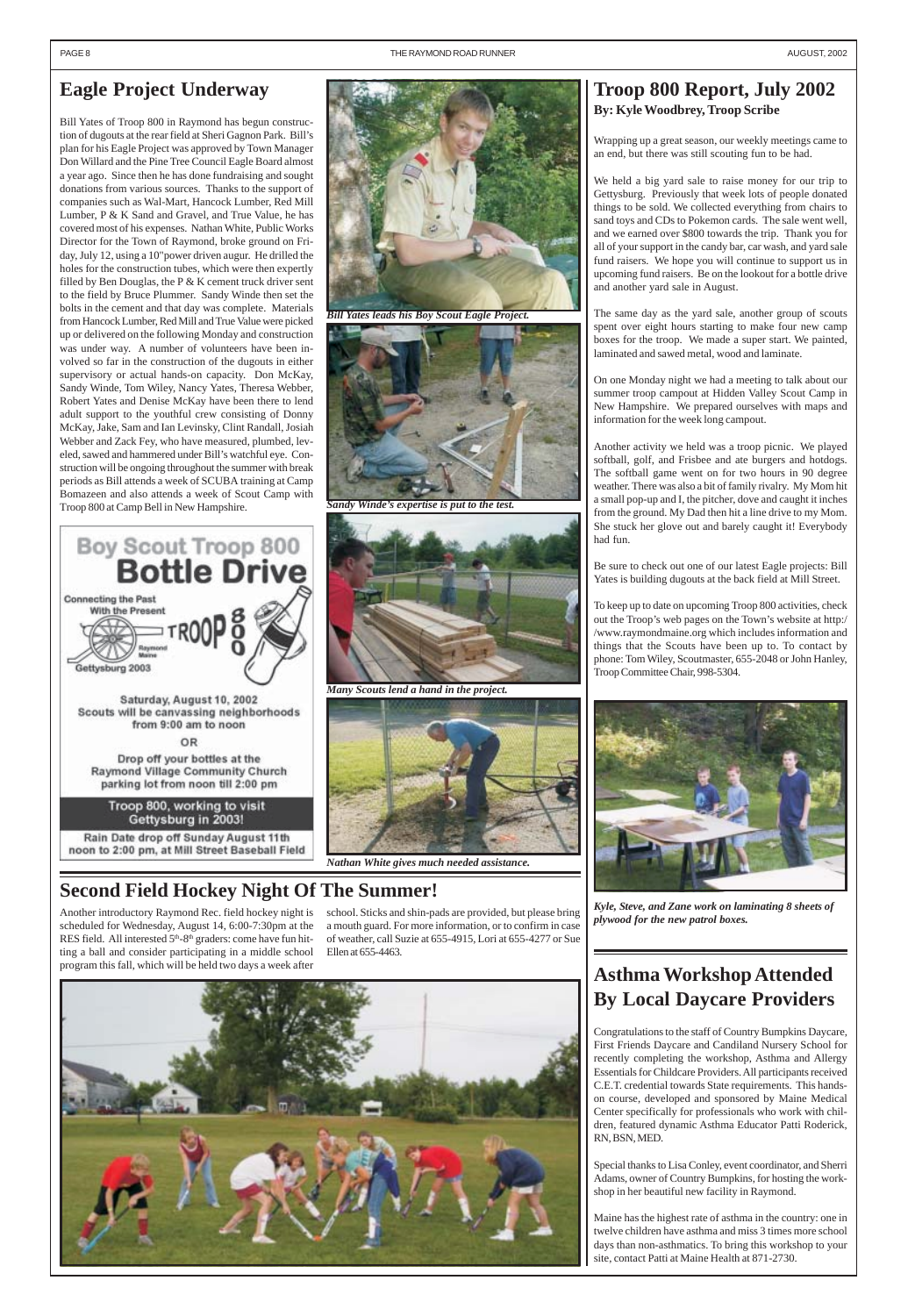## Eagle Project Underway

Bill Yates of Troop 800 in Raymond has begun construction of dugouts at the rear field at Sheri Gagnon Park. Bill's plan for his Eagle Project was approved by Town Manager Don Willard and the Pine Tree Council Eagle Board almost a year ago. Since then he has done fundraising and sought donations from various sources. Thanks to the support of companies such as Wal-Mart, Hancock Lumber, Red Mill Lumber, P & K Sand and Gravel, and True Value, he has covered most of his expenses. Nathan White, Public Works Director for the Town of Raymond, broke ground on Friday, July 12, using a 10"power driven augur. He drilled the holes for the construction tubes, which were then expertly filled by Ben Douglas, the P & K cement truck driver sent to the field by Bruce Plummer. Sandy Winde then set the bolts in the cement and that day was complete. Materials from Hancock Lumber, Red Mill and True Value were picked up or delivered on the following Monday and construction was under way. A number of volunteers have been involved so far in the construction of the dugouts in either supervisory or actual hands-on capacity. Don McKay, Sandy Winde, Tom Wiley, Nancy Yates, Theresa Webber, Robert Yates and Denise McKay have been there to lend adult support to the youthful crew consisting of Donny McKay, Jake, Sam and Ian Levinsky, Clint Randall, Josiah Webber and Zack Fey, who have measured, plumbed, leveled, sawed and hammered under Bill's watchful eye. Construction will be ongoing throughout the summer with break periods as Bill attends a week of SCUBA training at Camp Bomazeen and also attends a week of Scout Camp with Troop 800 at Camp Bell in New Hampshire.

*Bill Yates leads his Boy Scout Eagle Project.*

*Sandy Winde's expertise is put to the test.*

*Many Scouts lend a hand in the project.*

*Nathan White gives much needed assistance.*

**Boy Scout Troop 800 Bottle Drive**

Connecting the Past With the Present

TROOP 800 Raymond Maine

Gettysburg 2003

Saturday, August 10, 2002
Scouts will be canvassing neighborhoods from 9:00 am to noon

OR

Drop off your bottles at the Raymond Village Community Church parking lot from noon till 2:00 pm

Troop 800, working to visit Gettysburg in 2003!

Rain Date drop off Sunday August 11th noon to 2:00 pm, at Mill Street Baseball Field

## Troop 800 Report, July 2002

**By: Kyle Woodbrey, Troop Scribe**

Wrapping up a great season, our weekly meetings came to an end, but there was still scouting fun to be had.

We held a big yard sale to raise money for our trip to Gettysburg. Previously that week lots of people donated things to be sold. We collected everything from chairs to sand toys and CDs to Pokemon cards. The sale went well, and we earned over $800 towards the trip. Thank you for all of your support in the candy bar, car wash, and yard sale fund raisers. We hope you will continue to support us in upcoming fund raisers. Be on the lookout for a bottle drive and another yard sale in August.

The same day as the yard sale, another group of scouts spent over eight hours starting to make four new camp boxes for the troop. We made a super start. We painted, laminated and sawed metal, wood and laminate.

On one Monday night we had a meeting to talk about our summer troop campout at Hidden Valley Scout Camp in New Hampshire. We prepared ourselves with maps and information for the week long campout.

Another activity we held was a troop picnic. We played softball, golf, and Frisbee and ate burgers and hotdogs. The softball game went on for two hours in 90 degree weather. There was also a bit of family rivalry. My Mom hit a small pop-up and I, the pitcher, dove and caught it inches from the ground. My Dad then hit a line drive to my Mom. She stuck her glove out and barely caught it! Everybody had fun.

Be sure to check out one of our latest Eagle projects: Bill Yates is building dugouts at the back field at Mill Street.

To keep up to date on upcoming Troop 800 activities, check out the Troop's web pages on the Town's website at http://www.raymondmaine.org which includes information and things that the Scouts have been up to. To contact by phone: Tom Wiley, Scoutmaster, 655-2048 or John Hanley, Troop Committee Chair, 998-5304.

*Kyle, Steve, and Zane work on laminating 8 sheets of plywood for the new patrol boxes.*

## Second Field Hockey Night Of The Summer!

Another introductory Raymond Rec. field hockey night is scheduled for Wednesday, August 14, 6:00-7:30pm at the RES field. All interested 5th-8th graders: come have fun hitting a ball and consider participating in a middle school program this fall, which will be held two days a week after school. Sticks and shin-pads are provided, but please bring a mouth guard. For more information, or to confirm in case of weather, call Suzie at 655-4915, Lori at 655-4277 or Sue Ellen at 655-4463.

## Asthma Workshop Attended By Local Daycare Providers

Congratulations to the staff of Country Bumpkins Daycare, First Friends Daycare and Candiland Nursery School for recently completing the workshop, Asthma and Allergy Essentials for Childcare Providers. All participants received C.E.T. credential towards State requirements. This hands-on course, developed and sponsored by Maine Medical Center specifically for professionals who work with children, featured dynamic Asthma Educator Patti Roderick, RN, BSN, MED.

Special thanks to Lisa Conley, event coordinator, and Sherri Adams, owner of Country Bumpkins, for hosting the workshop in her beautiful new facility in Raymond.

Maine has the highest rate of asthma in the country: one in twelve children have asthma and miss 3 times more school days than non-asthmatics. To bring this workshop to your site, contact Patti at Maine Health at 871-2730.